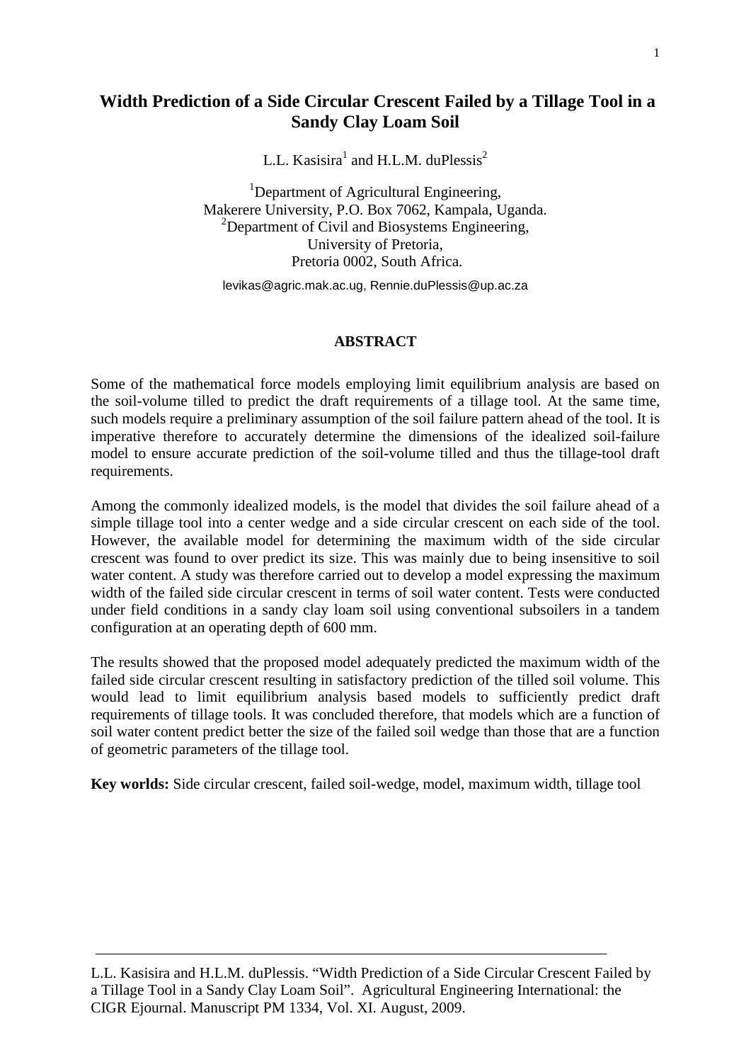# Width Prediction of a Side Circular Crescent Failed by a Tillage Tool in a Sandy Clay Loam Soil

L.L. Kasisira[1] and H.L.M. duPlessis[2]

[1]Department of Agricultural Engineering,
Makerere University, P.O. Box 7062, Kampala, Uganda.
[2]Department of Civil and Biosystems Engineering,
University of Pretoria,
Pretoria 0002, South Africa.

levikas@agric.mak.ac.ug, Rennie.duPlessis@up.ac.za

## ABSTRACT

Some of the mathematical force models employing limit equilibrium analysis are based on the soil-volume tilled to predict the draft requirements of a tillage tool. At the same time, such models require a preliminary assumption of the soil failure pattern ahead of the tool. It is imperative therefore to accurately determine the dimensions of the idealized soil-failure model to ensure accurate prediction of the soil-volume tilled and thus the tillage-tool draft requirements.

Among the commonly idealized models, is the model that divides the soil failure ahead of a simple tillage tool into a center wedge and a side circular crescent on each side of the tool. However, the available model for determining the maximum width of the side circular crescent was found to over predict its size. This was mainly due to being insensitive to soil water content. A study was therefore carried out to develop a model expressing the maximum width of the failed side circular crescent in terms of soil water content. Tests were conducted under field conditions in a sandy clay loam soil using conventional subsoilers in a tandem configuration at an operating depth of 600 mm.

The results showed that the proposed model adequately predicted the maximum width of the failed side circular crescent resulting in satisfactory prediction of the tilled soil volume. This would lead to limit equilibrium analysis based models to sufficiently predict draft requirements of tillage tools. It was concluded therefore, that models which are a function of soil water content predict better the size of the failed soil wedge than those that are a function of geometric parameters of the tillage tool.

**Key worlds:** Side circular crescent, failed soil-wedge, model, maximum width, tillage tool

---

L.L. Kasisira and H.L.M. duPlessis. "Width Prediction of a Side Circular Crescent Failed by a Tillage Tool in a Sandy Clay Loam Soil". Agricultural Engineering International: the CIGR Ejournal. Manuscript PM 1334, Vol. XI. August, 2009.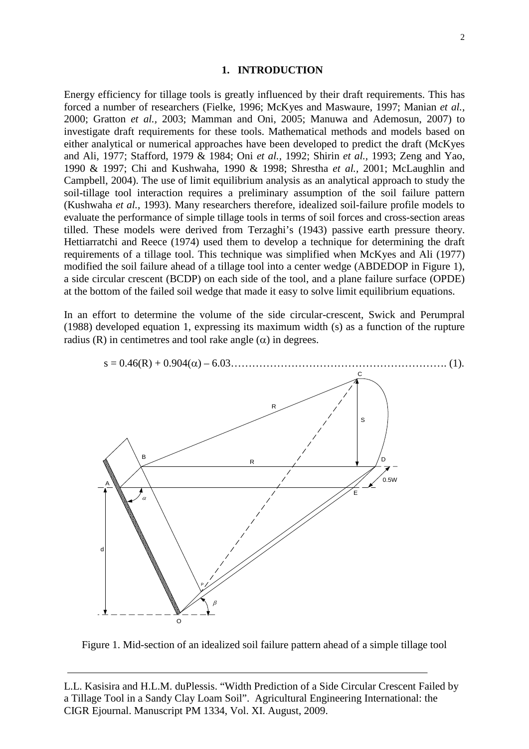## 1. INTRODUCTION

Energy efficiency for tillage tools is greatly influenced by their draft requirements. This has forced a number of researchers (Fielke, 1996; McKyes and Maswaure, 1997; Manian *et al.*, 2000; Gratton *et al.*, 2003; Mamman and Oni, 2005; Manuwa and Ademosun, 2007) to investigate draft requirements for these tools. Mathematical methods and models based on either analytical or numerical approaches have been developed to predict the draft (McKyes and Ali, 1977; Stafford, 1979 & 1984; Oni *et al.*, 1992; Shirin *et al.*, 1993; Zeng and Yao, 1990 & 1997; Chi and Kushwaha, 1990 & 1998; Shrestha *et al.*, 2001; McLaughlin and Campbell, 2004). The use of limit equilibrium analysis as an analytical approach to study the soil-tillage tool interaction requires a preliminary assumption of the soil failure pattern (Kushwaha *et al.*, 1993). Many researchers therefore, idealized soil-failure profile models to evaluate the performance of simple tillage tools in terms of soil forces and cross-section areas tilled. These models were derived from Terzaghi's (1943) passive earth pressure theory. Hettiarratchi and Reece (1974) used them to develop a technique for determining the draft requirements of a tillage tool. This technique was simplified when McKyes and Ali (1977) modified the soil failure ahead of a tillage tool into a center wedge (ABDEDOP in Figure 1), a side circular crescent (BCDP) on each side of the tool, and a plane failure surface (OPDE) at the bottom of the failed soil wedge that made it easy to solve limit equilibrium equations.

In an effort to determine the volume of the side circular-crescent, Swick and Perumpral (1988) developed equation 1, expressing its maximum width (s) as a function of the rupture radius (R) in centimetres and tool rake angle ($\alpha$) in degrees.

$$s = 0.46(R) + 0.904(\alpha) - 6.03 \qquad (1).$$

Figure 1. Mid-section of an idealized soil failure pattern ahead of a simple tillage tool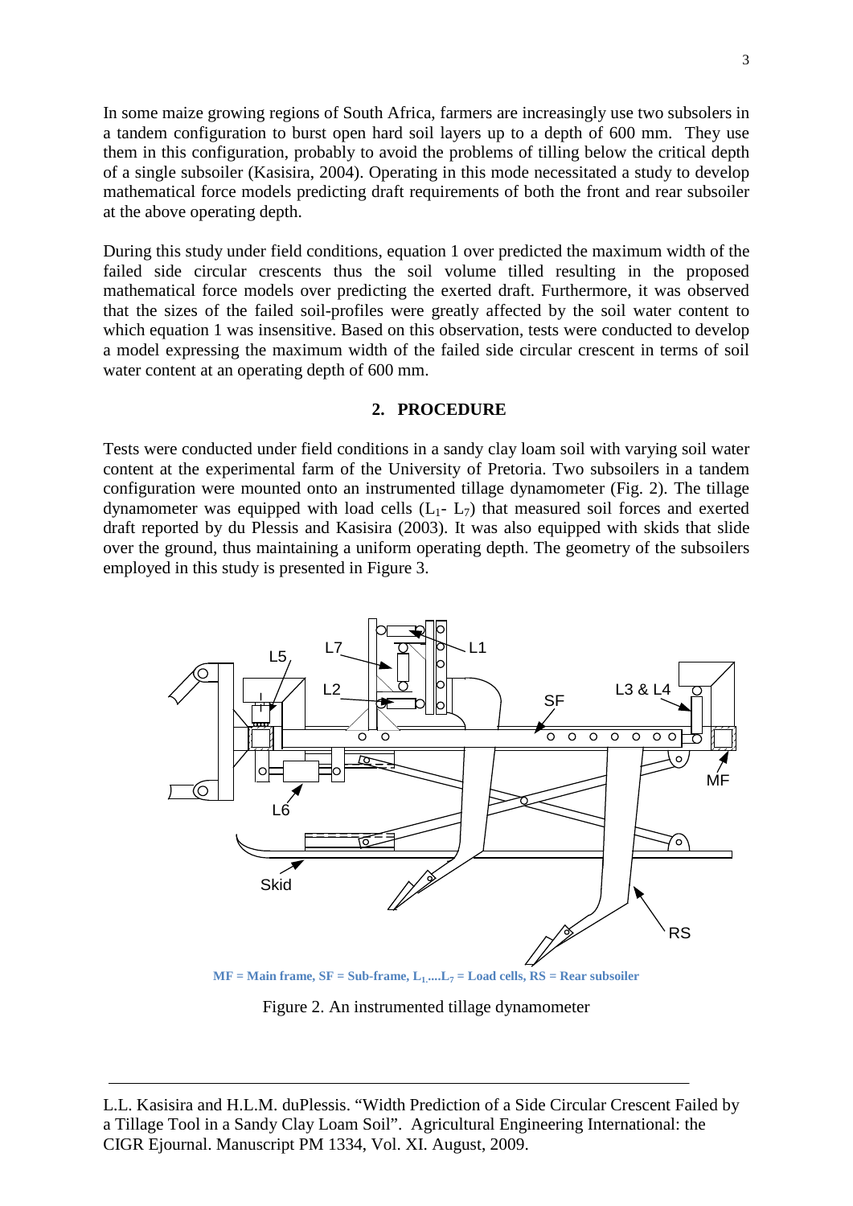In some maize growing regions of South Africa, farmers are increasingly use two subsolers in a tandem configuration to burst open hard soil layers up to a depth of 600 mm. They use them in this configuration, probably to avoid the problems of tilling below the critical depth of a single subsoiler (Kasisira, 2004). Operating in this mode necessitated a study to develop mathematical force models predicting draft requirements of both the front and rear subsoiler at the above operating depth.

During this study under field conditions, equation 1 over predicted the maximum width of the failed side circular crescents thus the soil volume tilled resulting in the proposed mathematical force models over predicting the exerted draft. Furthermore, it was observed that the sizes of the failed soil-profiles were greatly affected by the soil water content to which equation 1 was insensitive. Based on this observation, tests were conducted to develop a model expressing the maximum width of the failed side circular crescent in terms of soil water content at an operating depth of 600 mm.

## 2. PROCEDURE

Tests were conducted under field conditions in a sandy clay loam soil with varying soil water content at the experimental farm of the University of Pretoria. Two subsoilers in a tandem configuration were mounted onto an instrumented tillage dynamometer (Fig. 2). The tillage dynamometer was equipped with load cells ($L_1$- $L_7$) that measured soil forces and exerted draft reported by du Plessis and Kasisira (2003). It was also equipped with skids that slide over the ground, thus maintaining a uniform operating depth. The geometry of the subsoilers employed in this study is presented in Figure 3.

**MF = Main frame, SF = Sub-frame, $L_1$....$L_7$ = Load cells, RS = Rear subsoiler**

Figure 2. An instrumented tillage dynamometer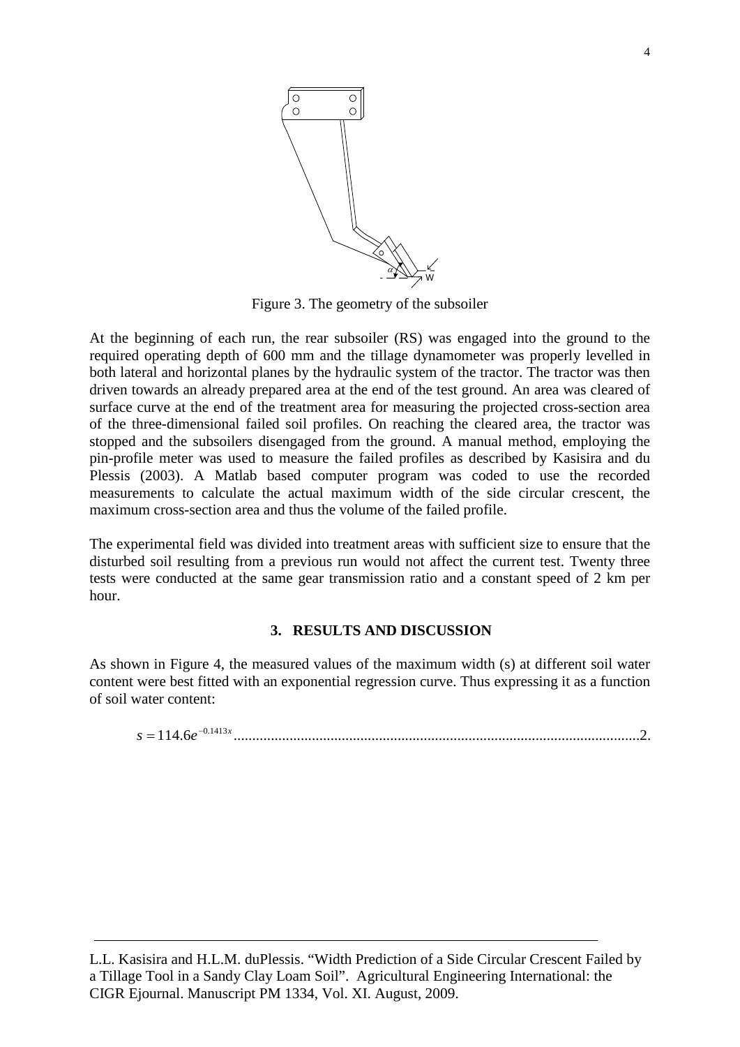Figure 3. The geometry of the subsoiler

At the beginning of each run, the rear subsoiler (RS) was engaged into the ground to the required operating depth of 600 mm and the tillage dynamometer was properly levelled in both lateral and horizontal planes by the hydraulic system of the tractor. The tractor was then driven towards an already prepared area at the end of the test ground. An area was cleared of surface curve at the end of the treatment area for measuring the projected cross-section area of the three-dimensional failed soil profiles. On reaching the cleared area, the tractor was stopped and the subsoilers disengaged from the ground. A manual method, employing the pin-profile meter was used to measure the failed profiles as described by Kasisira and du Plessis (2003). A Matlab based computer program was coded to use the recorded measurements to calculate the actual maximum width of the side circular crescent, the maximum cross-section area and thus the volume of the failed profile.

The experimental field was divided into treatment areas with sufficient size to ensure that the disturbed soil resulting from a previous run would not affect the current test. Twenty three tests were conducted at the same gear transmission ratio and a constant speed of 2 km per hour.

## 3. RESULTS AND DISCUSSION

As shown in Figure 4, the measured values of the maximum width (s) at different soil water content were best fitted with an exponential regression curve. Thus expressing it as a function of soil water content:

$$s = 114.6e^{-0.1413x} \qquad \text{.......2.}$$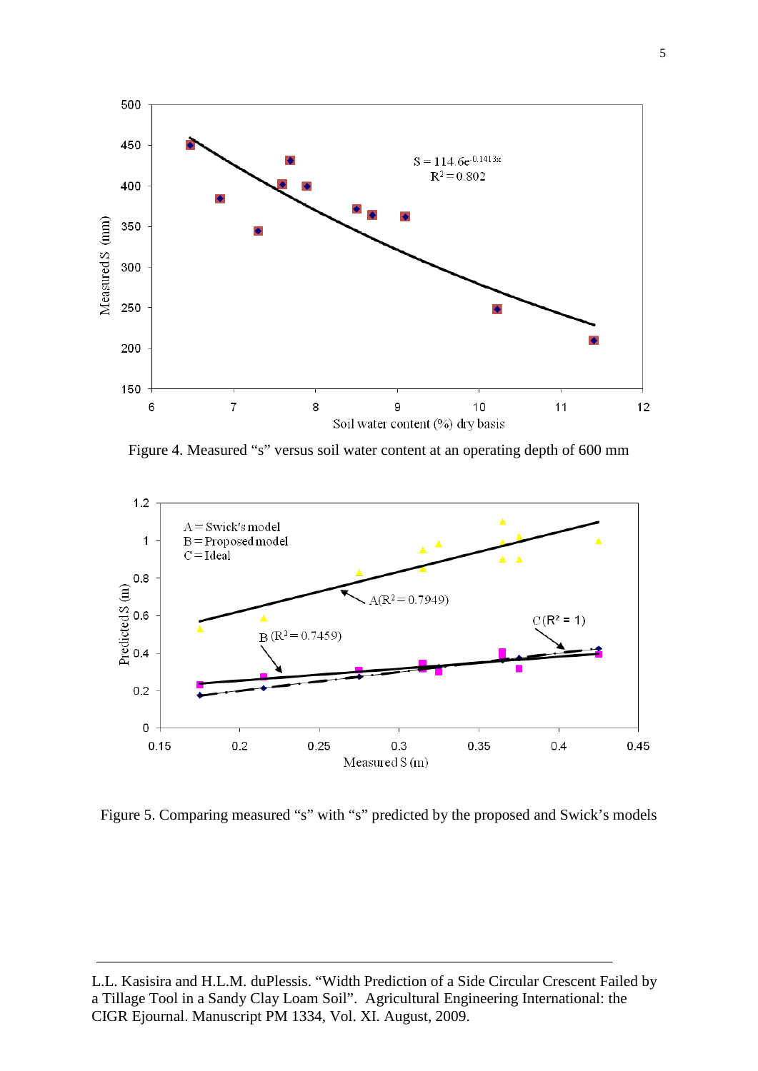Figure 4. Measured “s” versus soil water content at an operating depth of 600 mm

Figure 5. Comparing measured “s” with “s” predicted by the proposed and Swick’s models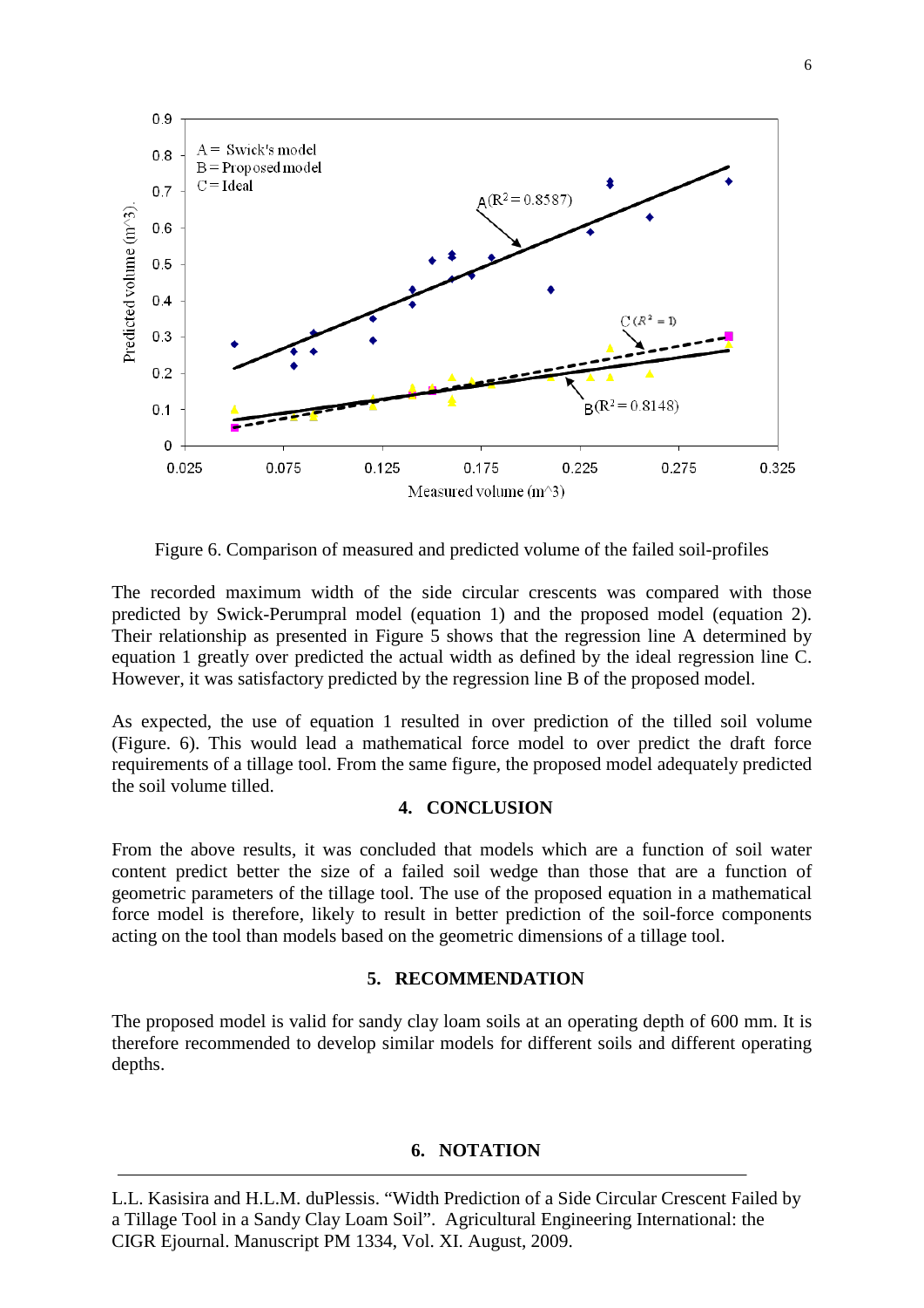Figure 6. Comparison of measured and predicted volume of the failed soil-profiles

The recorded maximum width of the side circular crescents was compared with those predicted by Swick-Perumpral model (equation 1) and the proposed model (equation 2). Their relationship as presented in Figure 5 shows that the regression line A determined by equation 1 greatly over predicted the actual width as defined by the ideal regression line C. However, it was satisfactory predicted by the regression line B of the proposed model.

As expected, the use of equation 1 resulted in over prediction of the tilled soil volume (Figure. 6). This would lead a mathematical force model to over predict the draft force requirements of a tillage tool. From the same figure, the proposed model adequately predicted the soil volume tilled.

## 4. CONCLUSION

From the above results, it was concluded that models which are a function of soil water content predict better the size of a failed soil wedge than those that are a function of geometric parameters of the tillage tool. The use of the proposed equation in a mathematical force model is therefore, likely to result in better prediction of the soil-force components acting on the tool than models based on the geometric dimensions of a tillage tool.

## 5. RECOMMENDATION

The proposed model is valid for sandy clay loam soils at an operating depth of 600 mm. It is therefore recommended to develop similar models for different soils and different operating depths.

## 6. NOTATION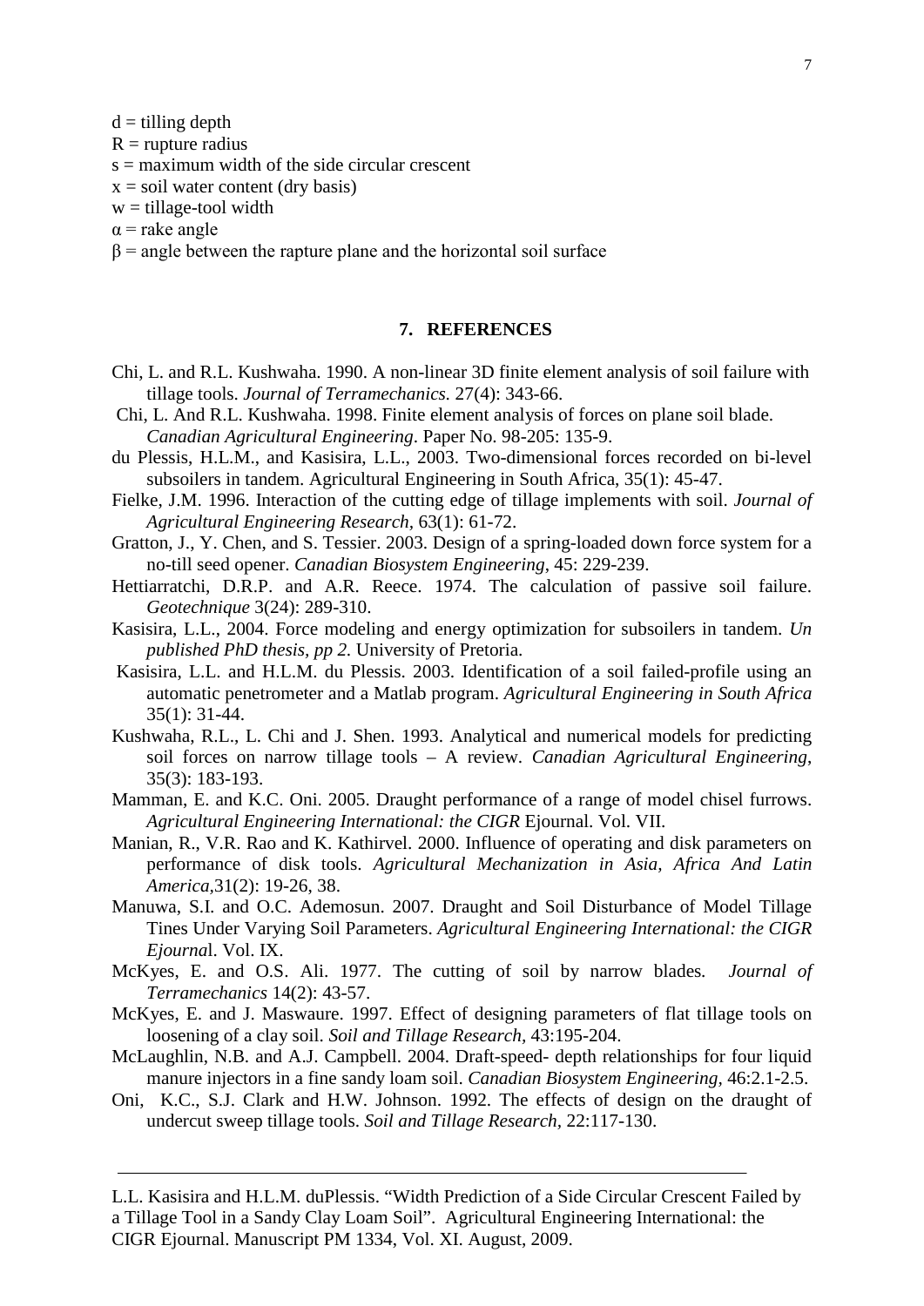$d$ = tilling depth
$R$ = rupture radius
$s$ = maximum width of the side circular crescent
$x$ = soil water content (dry basis)
$w$ = tillage-tool width
$\alpha$ = rake angle
$\beta$ = angle between the rapture plane and the horizontal soil surface

## 7. REFERENCES

Chi, L. and R.L. Kushwaha. 1990. A non-linear 3D finite element analysis of soil failure with tillage tools. *Journal of Terramechanics*. 27(4): 343-66.

Chi, L. And R.L. Kushwaha. 1998. Finite element analysis of forces on plane soil blade. *Canadian Agricultural Engineering*. Paper No. 98-205: 135-9.

du Plessis, H.L.M., and Kasisira, L.L., 2003. Two-dimensional forces recorded on bi-level subsoilers in tandem. Agricultural Engineering in South Africa, 35(1): 45-47.

Fielke, J.M. 1996. Interaction of the cutting edge of tillage implements with soil. *Journal of Agricultural Engineering Research*, 63(1): 61-72.

Gratton, J., Y. Chen, and S. Tessier. 2003. Design of a spring-loaded down force system for a no-till seed opener. *Canadian Biosystem Engineering*, 45: 229-239.

Hettiarratchi, D.R.P. and A.R. Reece. 1974. The calculation of passive soil failure. *Geotechnique* 3(24): 289-310.

Kasisira, L.L., 2004. Force modeling and energy optimization for subsoilers in tandem. *Un published PhD thesis, pp 2.* University of Pretoria.

Kasisira, L.L. and H.L.M. du Plessis. 2003. Identification of a soil failed-profile using an automatic penetrometer and a Matlab program. *Agricultural Engineering in South Africa* 35(1): 31-44.

Kushwaha, R.L., L. Chi and J. Shen. 1993. Analytical and numerical models for predicting soil forces on narrow tillage tools – A review. *Canadian Agricultural Engineering*, 35(3): 183-193.

Mamman, E. and K.C. Oni. 2005. Draught performance of a range of model chisel furrows. *Agricultural Engineering International: the CIGR* Ejournal. Vol. VII.

Manian, R., V.R. Rao and K. Kathirvel. 2000. Influence of operating and disk parameters on performance of disk tools. *Agricultural Mechanization in Asia, Africa And Latin America*,31(2): 19-26, 38.

Manuwa, S.I. and O.C. Ademosun. 2007. Draught and Soil Disturbance of Model Tillage Tines Under Varying Soil Parameters. *Agricultural Engineering International: the CIGR Ejourna*l. Vol. IX.

McKyes, E. and O.S. Ali. 1977. The cutting of soil by narrow blades. *Journal of Terramechanics* 14(2): 43-57.

McKyes, E. and J. Maswaure. 1997. Effect of designing parameters of flat tillage tools on loosening of a clay soil. *Soil and Tillage Research*, 43:195-204.

McLaughlin, N.B. and A.J. Campbell. 2004. Draft-speed- depth relationships for four liquid manure injectors in a fine sandy loam soil. *Canadian Biosystem Engineering*, 46:2.1-2.5.

Oni, K.C., S.J. Clark and H.W. Johnson. 1992. The effects of design on the draught of undercut sweep tillage tools. *Soil and Tillage Research*, 22:117-130.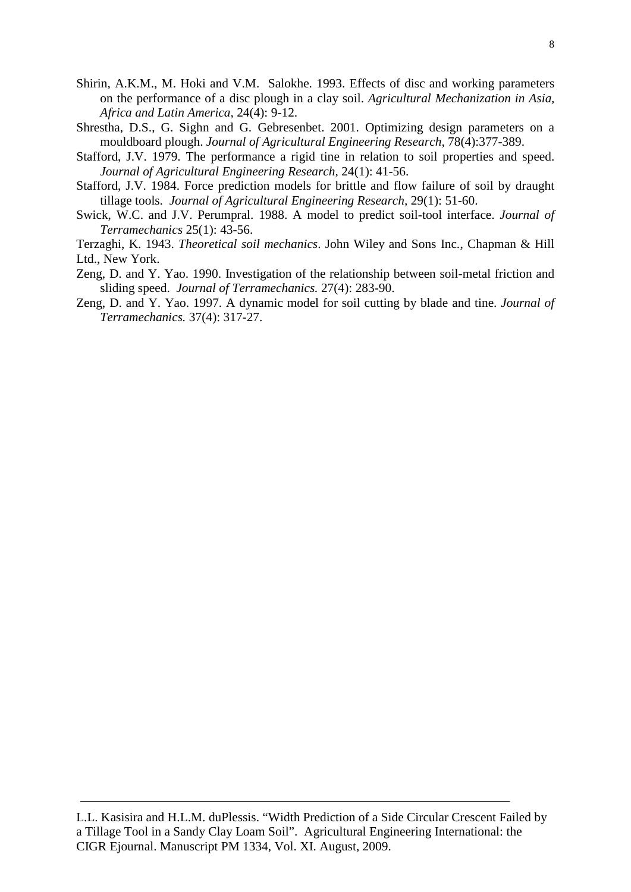Shirin, A.K.M., M. Hoki and V.M. Salokhe. 1993. Effects of disc and working parameters on the performance of a disc plough in a clay soil. *Agricultural Mechanization in Asia, Africa and Latin America*, 24(4): 9-12.

Shrestha, D.S., G. Sighn and G. Gebresenbet. 2001. Optimizing design parameters on a mouldboard plough. *Journal of Agricultural Engineering Research,* 78(4):377-389.

Stafford, J.V. 1979. The performance a rigid tine in relation to soil properties and speed. *Journal of Agricultural Engineering Research*, 24(1): 41-56.

Stafford, J.V. 1984. Force prediction models for brittle and flow failure of soil by draught tillage tools. *Journal of Agricultural Engineering Research*, 29(1): 51-60.

Swick, W.C. and J.V. Perumpral. 1988. A model to predict soil-tool interface. *Journal of Terramechanics* 25(1): 43-56.

Terzaghi, K. 1943. *Theoretical soil mechanics*. John Wiley and Sons Inc., Chapman & Hill Ltd., New York.

Zeng, D. and Y. Yao. 1990. Investigation of the relationship between soil-metal friction and sliding speed. *Journal of Terramechanics.* 27(4): 283-90.

Zeng, D. and Y. Yao. 1997. A dynamic model for soil cutting by blade and tine. *Journal of Terramechanics.* 37(4): 317-27.